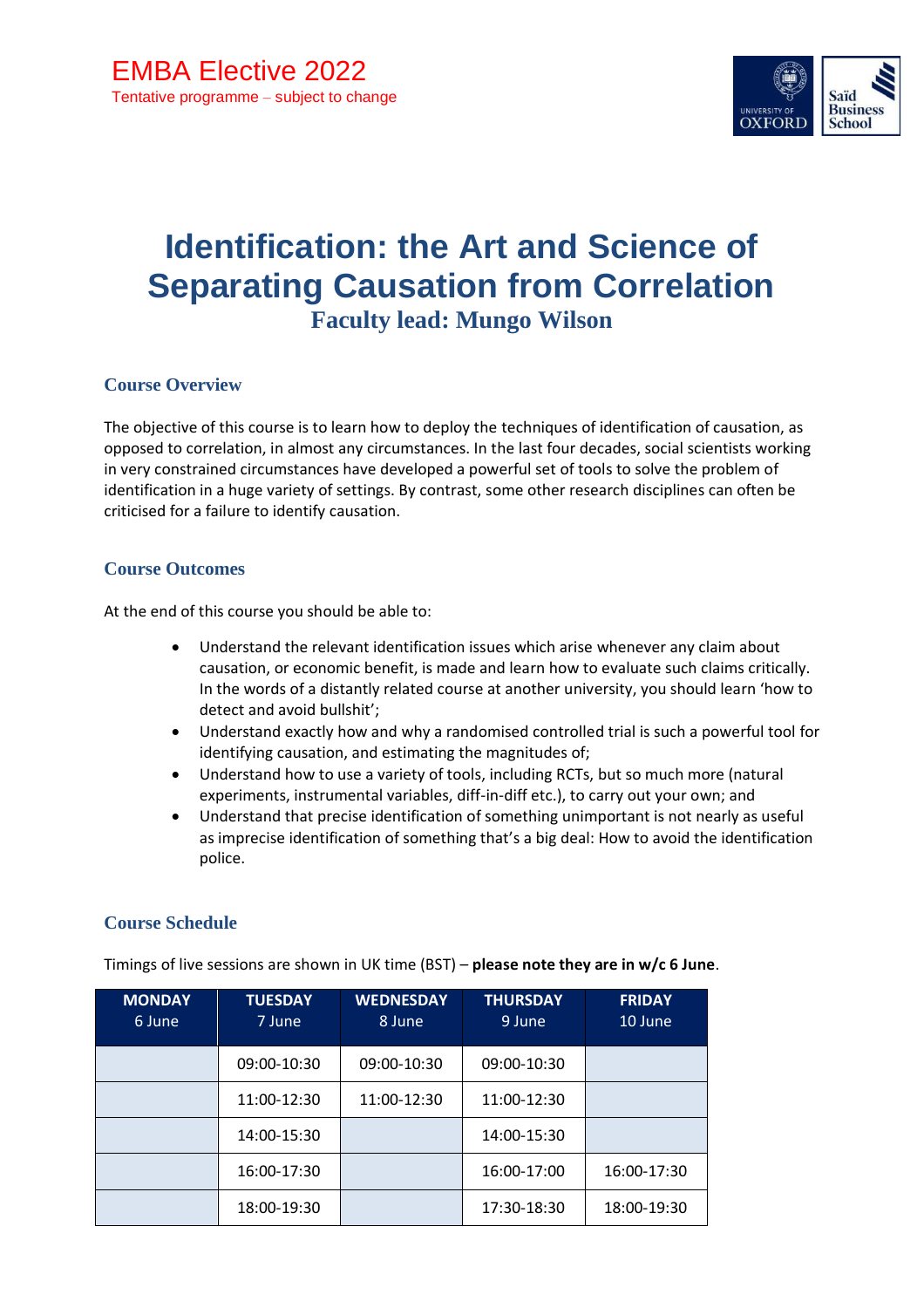EMBA Elective 2022

Tentative programme – subject to change

# Identification: the Art and Science of Separating Causation from Correlation

### Faculty lead: Mungo Wilson

## Course Overview

The objective of this course is to learn how to deploy the techniques of identification of causation, as opposed to correlation, in almost any circumstances. In the last four decades, social scientists working in very constrained circumstances have developed a powerful set of tools to solve the problem of identification in a huge variety of settings. By contrast, some other research disciplines can often be criticised for a failure to identify causation.

## Course Outcomes

At the end of this course you should be able to:

- Understand the relevant identification issues which arise whenever any claim about causation, or economic benefit, is made and learn how to evaluate such claims critically. In the words of a distantly related course at another university, you should learn 'how to detect and avoid bullshit';
- Understand exactly how and why a randomised controlled trial is such a powerful tool for identifying causation, and estimating the magnitudes of;
- Understand how to use a variety of tools, including RCTs, but so much more (natural experiments, instrumental variables, diff-in-diff etc.), to carry out your own; and
- Understand that precise identification of something unimportant is not nearly as useful as imprecise identification of something that's a big deal: How to avoid the identification police.

## Course Schedule

Timings of live sessions are shown in UK time (BST) – **please note they are in w/c 6 June**.

| **MONDAY** 6 June | **TUESDAY** 7 June | **WEDNESDAY** 8 June | **THURSDAY** 9 June | **FRIDAY** 10 June |
|---|---|---|---|---|
| | 09:00-10:30 | 09:00-10:30 | 09:00-10:30 | |
| | 11:00-12:30 | 11:00-12:30 | 11:00-12:30 | |
| | 14:00-15:30 | | 14:00-15:30 | |
| | 16:00-17:30 | | 16:00-17:00 | 16:00-17:30 |
| | 18:00-19:30 | | 17:30-18:30 | 18:00-19:30 |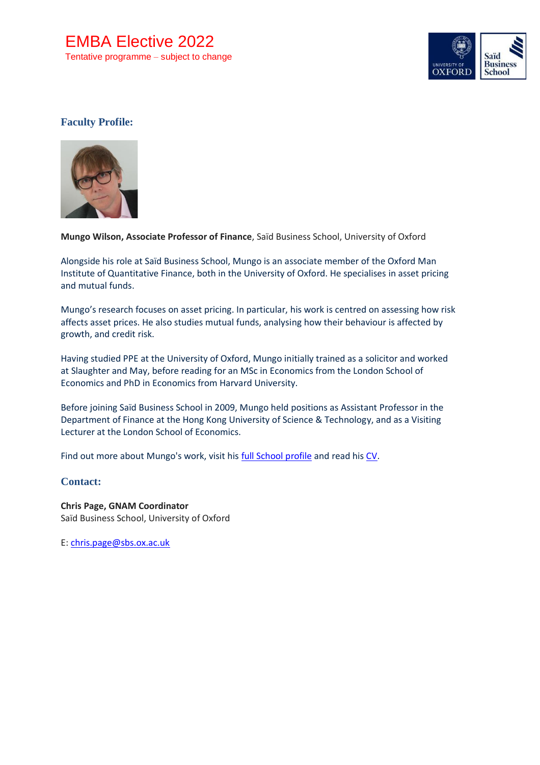# EMBA Elective 2022

Tentative programme – subject to change

## Faculty Profile:

**Mungo Wilson, Associate Professor of Finance**, Saïd Business School, University of Oxford

Alongside his role at Saïd Business School, Mungo is an associate member of the Oxford Man Institute of Quantitative Finance, both in the University of Oxford. He specialises in asset pricing and mutual funds.

Mungo's research focuses on asset pricing. In particular, his work is centred on assessing how risk affects asset prices. He also studies mutual funds, analysing how their behaviour is affected by growth, and credit risk.

Having studied PPE at the University of Oxford, Mungo initially trained as a solicitor and worked at Slaughter and May, before reading for an MSc in Economics from the London School of Economics and PhD in Economics from Harvard University.

Before joining Saïd Business School in 2009, Mungo held positions as Assistant Professor in the Department of Finance at the Hong Kong University of Science & Technology, and as a Visiting Lecturer at the London School of Economics.

Find out more about Mungo's work, visit his full School profile and read his CV.

## Contact:

**Chris Page, GNAM Coordinator**
Saïd Business School, University of Oxford

E: chris.page@sbs.ox.ac.uk